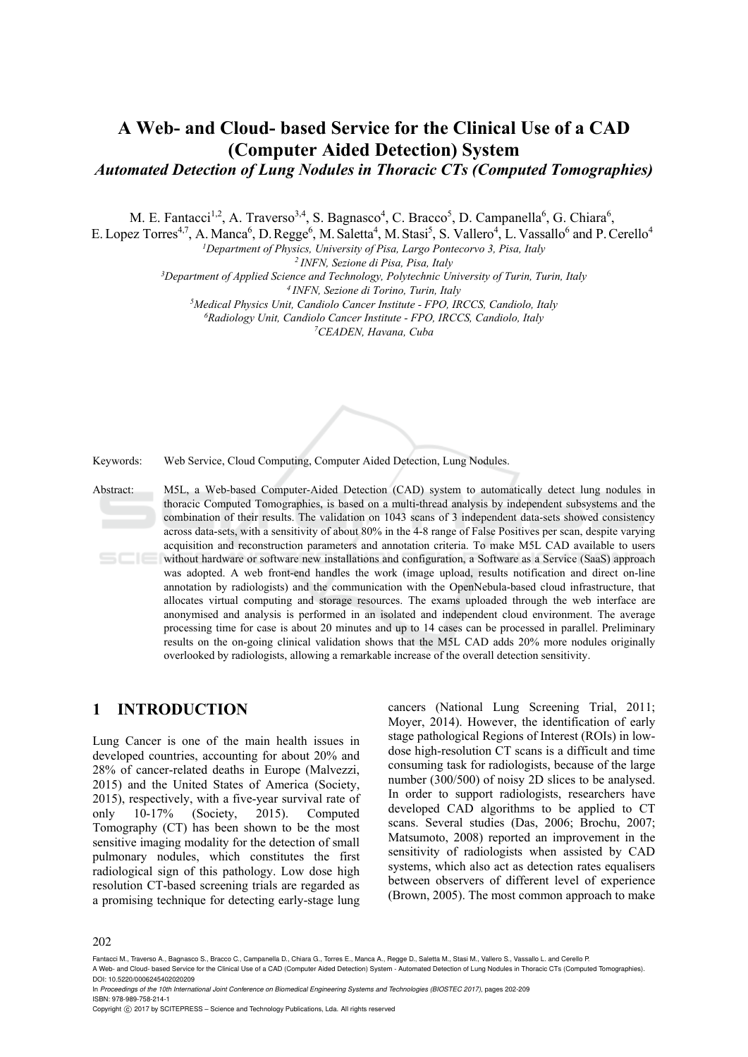# A Web- and Cloud- based Service for the Clinical Use of a CAD (Computer Aided Detection) System

*Automated Detection of Lung Nodules in Thoracic CTs (Computed Tomographies)*

M. E. Fantacci[1,2], A. Traverso[3,4], S. Bagnasco[4], C. Bracco[5], D. Campanella[6], G. Chiara[6], E. Lopez Torres[4,7], A. Manca[6], D. Regge[6], M. Saletta[4], M. Stasi[5], S. Vallero[4], L. Vassallo[6] and P. Cerello[4]

[1]*Department of Physics, University of Pisa, Largo Pontecorvo 3, Pisa, Italy*
[2] *INFN, Sezione di Pisa, Pisa, Italy*
[3]*Department of Applied Science and Technology, Polytechnic University of Turin, Turin, Italy*
[4] *INFN, Sezione di Torino, Turin, Italy*
[5]*Medical Physics Unit, Candiolo Cancer Institute - FPO, IRCCS, Candiolo, Italy*
[6]*Radiology Unit, Candiolo Cancer Institute - FPO, IRCCS, Candiolo, Italy*
[7]*CEADEN, Havana, Cuba*

Keywords: Web Service, Cloud Computing, Computer Aided Detection, Lung Nodules.

Abstract: M5L, a Web-based Computer-Aided Detection (CAD) system to automatically detect lung nodules in thoracic Computed Tomographies, is based on a multi-thread analysis by independent subsystems and the combination of their results. The validation on 1043 scans of 3 independent data-sets showed consistency across data-sets, with a sensitivity of about 80% in the 4-8 range of False Positives per scan, despite varying acquisition and reconstruction parameters and annotation criteria. To make M5L CAD available to users without hardware or software new installations and configuration, a Software as a Service (SaaS) approach was adopted. A web front-end handles the work (image upload, results notification and direct on-line annotation by radiologists) and the communication with the OpenNebula-based cloud infrastructure, that allocates virtual computing and storage resources. The exams uploaded through the web interface are anonymised and analysis is performed in an isolated and independent cloud environment. The average processing time for case is about 20 minutes and up to 14 cases can be processed in parallel. Preliminary results on the on-going clinical validation shows that the M5L CAD adds 20% more nodules originally overlooked by radiologists, allowing a remarkable increase of the overall detection sensitivity.

## 1 INTRODUCTION

Lung Cancer is one of the main health issues in developed countries, accounting for about 20% and 28% of cancer-related deaths in Europe (Malvezzi, 2015) and the United States of America (Society, 2015), respectively, with a five-year survival rate of only 10-17% (Society, 2015). Computed Tomography (CT) has been shown to be the most sensitive imaging modality for the detection of small pulmonary nodules, which constitutes the first radiological sign of this pathology. Low dose high resolution CT-based screening trials are regarded as a promising technique for detecting early-stage lung cancers (National Lung Screening Trial, 2011; Moyer, 2014). However, the identification of early stage pathological Regions of Interest (ROIs) in low-dose high-resolution CT scans is a difficult and time consuming task for radiologists, because of the large number (300/500) of noisy 2D slices to be analysed. In order to support radiologists, researchers have developed CAD algorithms to be applied to CT scans. Several studies (Das, 2006; Brochu, 2007; Matsumoto, 2008) reported an improvement in the sensitivity of radiologists when assisted by CAD systems, which also act as detection rates equalisers between observers of different level of experience (Brown, 2005). The most common approach to make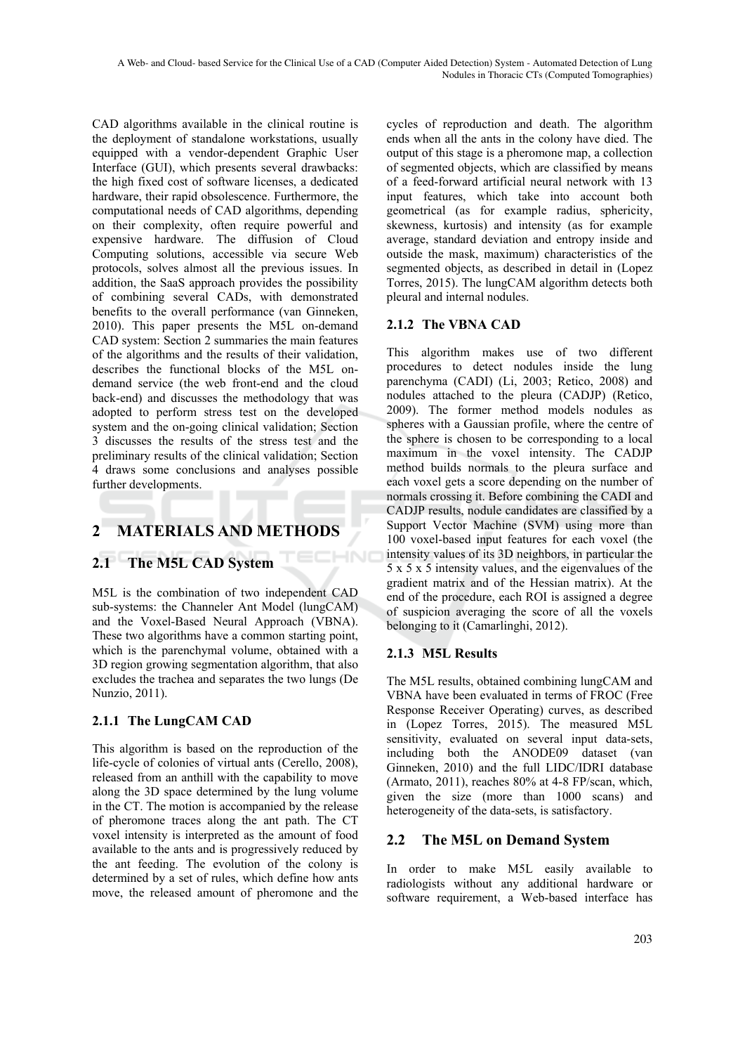CAD algorithms available in the clinical routine is the deployment of standalone workstations, usually equipped with a vendor-dependent Graphic User Interface (GUI), which presents several drawbacks: the high fixed cost of software licenses, a dedicated hardware, their rapid obsolescence. Furthermore, the computational needs of CAD algorithms, depending on their complexity, often require powerful and expensive hardware. The diffusion of Cloud Computing solutions, accessible via secure Web protocols, solves almost all the previous issues. In addition, the SaaS approach provides the possibility of combining several CADs, with demonstrated benefits to the overall performance (van Ginneken, 2010). This paper presents the M5L on-demand CAD system: Section 2 summaries the main features of the algorithms and the results of their validation, describes the functional blocks of the M5L on-demand service (the web front-end and the cloud back-end) and discusses the methodology that was adopted to perform stress test on the developed system and the on-going clinical validation; Section 3 discusses the results of the stress test and the preliminary results of the clinical validation; Section 4 draws some conclusions and analyses possible further developments.

# 2 MATERIALS AND METHODS

## 2.1 The M5L CAD System

M5L is the combination of two independent CAD sub-systems: the Channeler Ant Model (lungCAM) and the Voxel-Based Neural Approach (VBNA). These two algorithms have a common starting point, which is the parenchymal volume, obtained with a 3D region growing segmentation algorithm, that also excludes the trachea and separates the two lungs (De Nunzio, 2011).

### 2.1.1 The LungCAM CAD

This algorithm is based on the reproduction of the life-cycle of colonies of virtual ants (Cerello, 2008), released from an anthill with the capability to move along the 3D space determined by the lung volume in the CT. The motion is accompanied by the release of pheromone traces along the ant path. The CT voxel intensity is interpreted as the amount of food available to the ants and is progressively reduced by the ant feeding. The evolution of the colony is determined by a set of rules, which define how ants move, the released amount of pheromone and the cycles of reproduction and death. The algorithm ends when all the ants in the colony have died. The output of this stage is a pheromone map, a collection of segmented objects, which are classified by means of a feed-forward artificial neural network with 13 input features, which take into account both geometrical (as for example radius, sphericity, skewness, kurtosis) and intensity (as for example average, standard deviation and entropy inside and outside the mask, maximum) characteristics of the segmented objects, as described in detail in (Lopez Torres, 2015). The lungCAM algorithm detects both pleural and internal nodules.

### 2.1.2 The VBNA CAD

This algorithm makes use of two different procedures to detect nodules inside the lung parenchyma (CADI) (Li, 2003; Retico, 2008) and nodules attached to the pleura (CADJP) (Retico, 2009). The former method models nodules as spheres with a Gaussian profile, where the centre of the sphere is chosen to be corresponding to a local maximum in the voxel intensity. The CADJP method builds normals to the pleura surface and each voxel gets a score depending on the number of normals crossing it. Before combining the CADI and CADJP results, nodule candidates are classified by a Support Vector Machine (SVM) using more than 100 voxel-based input features for each voxel (the intensity values of its 3D neighbors, in particular the 5 x 5 x 5 intensity values, and the eigenvalues of the gradient matrix and of the Hessian matrix). At the end of the procedure, each ROI is assigned a degree of suspicion averaging the score of all the voxels belonging to it (Camarlinghi, 2012).

### 2.1.3 M5L Results

The M5L results, obtained combining lungCAM and VBNA have been evaluated in terms of FROC (Free Response Receiver Operating) curves, as described in (Lopez Torres, 2015). The measured M5L sensitivity, evaluated on several input data-sets, including both the ANODE09 dataset (van Ginneken, 2010) and the full LIDC/IDRI database (Armato, 2011), reaches 80% at 4-8 FP/scan, which, given the size (more than 1000 scans) and heterogeneity of the data-sets, is satisfactory.

## 2.2 The M5L on Demand System

In order to make M5L easily available to radiologists without any additional hardware or software requirement, a Web-based interface has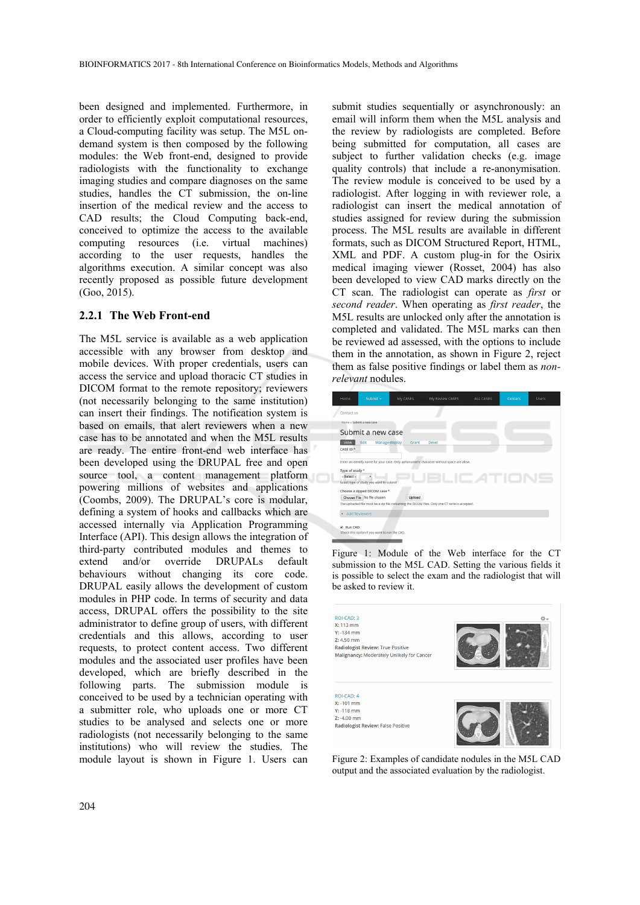been designed and implemented. Furthermore, in order to efficiently exploit computational resources, a Cloud-computing facility was setup. The M5L on-demand system is then composed by the following modules: the Web front-end, designed to provide radiologists with the functionality to exchange imaging studies and compare diagnoses on the same studies, handles the CT submission, the on-line insertion of the medical review and the access to CAD results; the Cloud Computing back-end, conceived to optimize the access to the available computing resources (i.e. virtual machines) according to the user requests, handles the algorithms execution. A similar concept was also recently proposed as possible future development (Goo, 2015).

### 2.2.1 The Web Front-end

The M5L service is available as a web application accessible with any browser from desktop and mobile devices. With proper credentials, users can access the service and upload thoracic CT studies in DICOM format to the remote repository; reviewers (not necessarily belonging to the same institution) can insert their findings. The notification system is based on emails, that alert reviewers when a new case has to be annotated and when the M5L results are ready. The entire front-end web interface has been developed using the DRUPAL free and open source tool, a content management platform powering millions of websites and applications (Coombs, 2009). The DRUPAL's core is modular, defining a system of hooks and callbacks which are accessed internally via Application Programming Interface (API). This design allows the integration of third-party contributed modules and themes to extend and/or override DRUPALs default behaviours without changing its core code. DRUPAL easily allows the development of custom modules in PHP code. In terms of security and data access, DRUPAL offers the possibility to the site administrator to define group of users, with different credentials and this allows, according to user requests, to protect content access. Two different modules and the associated user profiles have been developed, which are briefly described in the following parts. The submission module is conceived to be used by a technician operating with a submitter role, who uploads one or more CT studies to be analysed and selects one or more radiologists (not necessarily belonging to the same institutions) who will review the studies. The module layout is shown in Figure 1. Users can submit studies sequentially or asynchronously: an email will inform them when the M5L analysis and the review by radiologists are completed. Before being submitted for computation, all cases are subject to further validation checks (e.g. image quality controls) that include a re-anonymisation. The review module is conceived to be used by a radiologist. After logging in with reviewer role, a radiologist can insert the medical annotation of studies assigned for review during the submission process. The M5L results are available in different formats, such as DICOM Structured Report, HTML, XML and PDF. A custom plug-in for the Osirix medical imaging viewer (Rosset, 2004) has also been developed to view CAD marks directly on the CT scan. The radiologist can operate as *first* or *second reader*. When operating as *first reader*, the M5L results are unlocked only after the annotation is completed and validated. The M5L marks can then be reviewed ad assessed, with the options to include them in the annotation, as shown in Figure 2, reject them as false positive findings or label them as *non-relevant* nodules.

Figure 1: Module of the Web interface for the CT submission to the M5L CAD. Setting the various fields it is possible to select the exam and the radiologist that will be asked to review it.

Figure 2: Examples of candidate nodules in the M5L CAD output and the associated evaluation by the radiologist.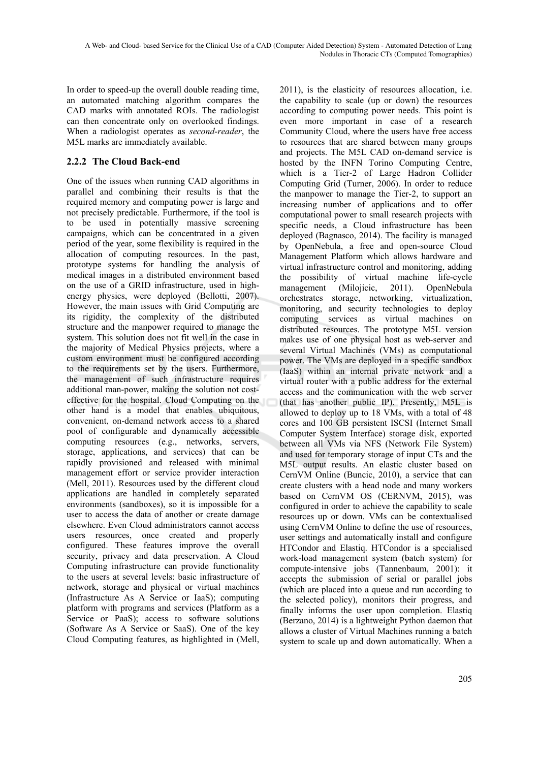In order to speed-up the overall double reading time, an automated matching algorithm compares the CAD marks with annotated ROIs. The radiologist can then concentrate only on overlooked findings. When a radiologist operates as *second-reader*, the M5L marks are immediately available.

### 2.2.2 The Cloud Back-end

One of the issues when running CAD algorithms in parallel and combining their results is that the required memory and computing power is large and not precisely predictable. Furthermore, if the tool is to be used in potentially massive screening campaigns, which can be concentrated in a given period of the year, some flexibility is required in the allocation of computing resources. In the past, prototype systems for handling the analysis of medical images in a distributed environment based on the use of a GRID infrastructure, used in high-energy physics, were deployed (Bellotti, 2007). However, the main issues with Grid Computing are its rigidity, the complexity of the distributed structure and the manpower required to manage the system. This solution does not fit well in the case in the majority of Medical Physics projects, where a custom environment must be configured according to the requirements set by the users. Furthermore, the management of such infrastructure requires additional man-power, making the solution not cost-effective for the hospital. Cloud Computing on the other hand is a model that enables ubiquitous, convenient, on-demand network access to a shared pool of configurable and dynamically accessible computing resources (e.g., networks, servers, storage, applications, and services) that can be rapidly provisioned and released with minimal management effort or service provider interaction (Mell, 2011). Resources used by the different cloud applications are handled in completely separated environments (sandboxes), so it is impossible for a user to access the data of another or create damage elsewhere. Even Cloud administrators cannot access users resources, once created and properly configured. These features improve the overall security, privacy and data preservation. A Cloud Computing infrastructure can provide functionality to the users at several levels: basic infrastructure of network, storage and physical or virtual machines (Infrastructure As A Service or IaaS); computing platform with programs and services (Platform as a Service or PaaS); access to software solutions (Software As A Service or SaaS). One of the key Cloud Computing features, as highlighted in (Mell, 2011), is the elasticity of resources allocation, i.e. the capability to scale (up or down) the resources according to computing power needs. This point is even more important in case of a research Community Cloud, where the users have free access to resources that are shared between many groups and projects. The M5L CAD on-demand service is hosted by the INFN Torino Computing Centre, which is a Tier-2 of Large Hadron Collider Computing Grid (Turner, 2006). In order to reduce the manpower to manage the Tier-2, to support an increasing number of applications and to offer computational power to small research projects with specific needs, a Cloud infrastructure has been deployed (Bagnasco, 2014). The facility is managed by OpenNebula, a free and open-source Cloud Management Platform which allows hardware and virtual infrastructure control and monitoring, adding the possibility of virtual machine life-cycle management (Milojicic, 2011). OpenNebula orchestrates storage, networking, virtualization, monitoring, and security technologies to deploy computing services as virtual machines on distributed resources. The prototype M5L version makes use of one physical host as web-server and several Virtual Machines (VMs) as computational power. The VMs are deployed in a specific sandbox (IaaS) within an internal private network and a virtual router with a public address for the external access and the communication with the web server (that has another public IP). Presently, M5L is allowed to deploy up to 18 VMs, with a total of 48 cores and 100 GB persistent ISCSI (Internet Small Computer System Interface) storage disk, exported between all VMs via NFS (Network File System) and used for temporary storage of input CTs and the M5L output results. An elastic cluster based on CernVM Online (Buncic, 2010), a service that can create clusters with a head node and many workers based on CernVM OS (CERNVM, 2015), was configured in order to achieve the capability to scale resources up or down. VMs can be contextualised using CernVM Online to define the use of resources, user settings and automatically install and configure HTCondor and Elastiq. HTCondor is a specialised work-load management system (batch system) for compute-intensive jobs (Tannenbaum, 2001): it accepts the submission of serial or parallel jobs (which are placed into a queue and run according to the selected policy), monitors their progress, and finally informs the user upon completion. Elastiq (Berzano, 2014) is a lightweight Python daemon that allows a cluster of Virtual Machines running a batch system to scale up and down automatically. When a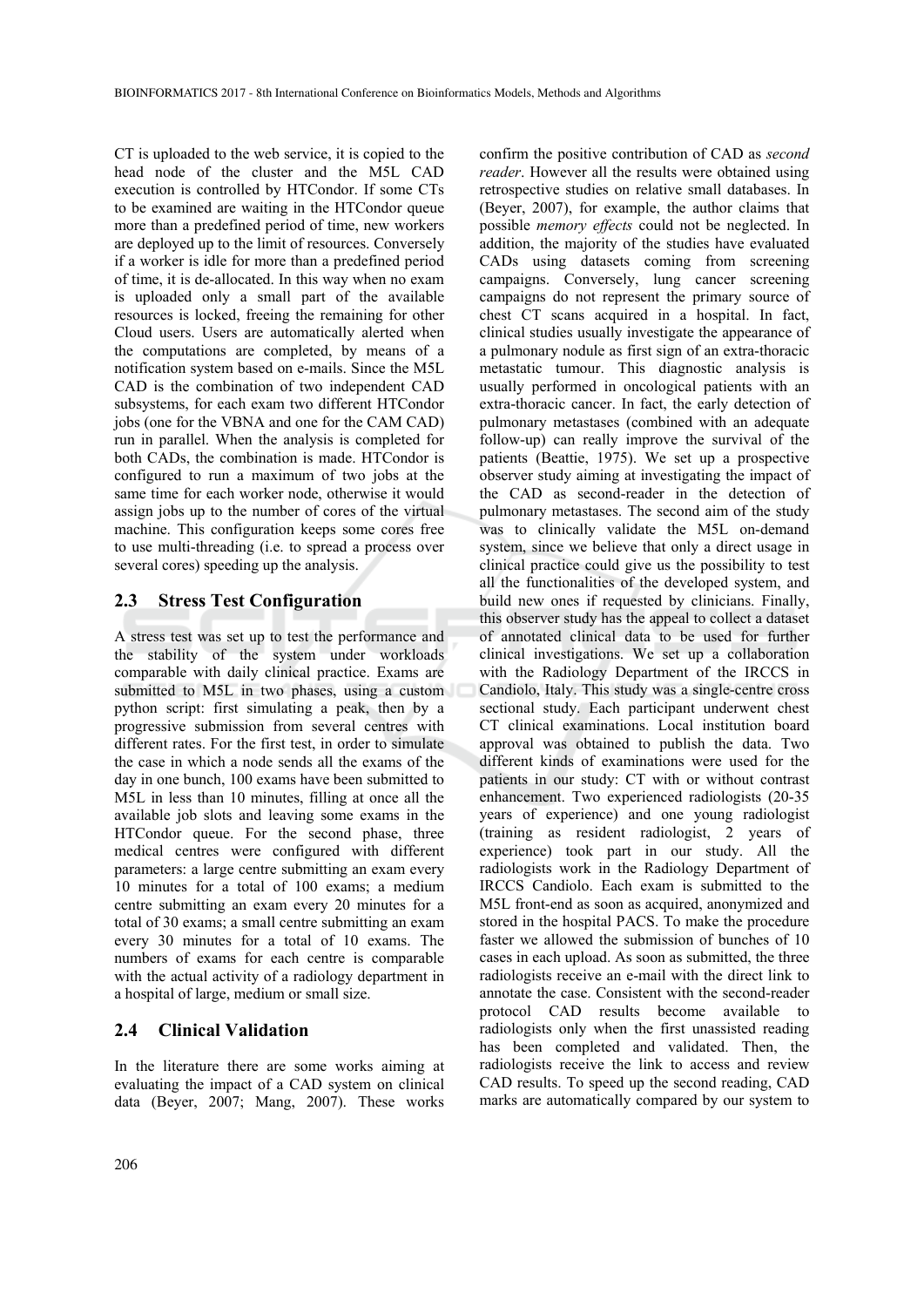CT is uploaded to the web service, it is copied to the head node of the cluster and the M5L CAD execution is controlled by HTCondor. If some CTs to be examined are waiting in the HTCondor queue more than a predefined period of time, new workers are deployed up to the limit of resources. Conversely if a worker is idle for more than a predefined period of time, it is de-allocated. In this way when no exam is uploaded only a small part of the available resources is locked, freeing the remaining for other Cloud users. Users are automatically alerted when the computations are completed, by means of a notification system based on e-mails. Since the M5L CAD is the combination of two independent CAD subsystems, for each exam two different HTCondor jobs (one for the VBNA and one for the CAM CAD) run in parallel. When the analysis is completed for both CADs, the combination is made. HTCondor is configured to run a maximum of two jobs at the same time for each worker node, otherwise it would assign jobs up to the number of cores of the virtual machine. This configuration keeps some cores free to use multi-threading (i.e. to spread a process over several cores) speeding up the analysis.

### 2.3 Stress Test Configuration

A stress test was set up to test the performance and the stability of the system under workloads comparable with daily clinical practice. Exams are submitted to M5L in two phases, using a custom python script: first simulating a peak, then by a progressive submission from several centres with different rates. For the first test, in order to simulate the case in which a node sends all the exams of the day in one bunch, 100 exams have been submitted to M5L in less than 10 minutes, filling at once all the available job slots and leaving some exams in the HTCondor queue. For the second phase, three medical centres were configured with different parameters: a large centre submitting an exam every 10 minutes for a total of 100 exams; a medium centre submitting an exam every 20 minutes for a total of 30 exams; a small centre submitting an exam every 30 minutes for a total of 10 exams. The numbers of exams for each centre is comparable with the actual activity of a radiology department in a hospital of large, medium or small size.

### 2.4 Clinical Validation

In the literature there are some works aiming at evaluating the impact of a CAD system on clinical data (Beyer, 2007; Mang, 2007). These works confirm the positive contribution of CAD as *second reader*. However all the results were obtained using retrospective studies on relative small databases. In (Beyer, 2007), for example, the author claims that possible *memory effects* could not be neglected. In addition, the majority of the studies have evaluated CADs using datasets coming from screening campaigns. Conversely, lung cancer screening campaigns do not represent the primary source of chest CT scans acquired in a hospital. In fact, clinical studies usually investigate the appearance of a pulmonary nodule as first sign of an extra-thoracic metastatic tumour. This diagnostic analysis is usually performed in oncological patients with an extra-thoracic cancer. In fact, the early detection of pulmonary metastases (combined with an adequate follow-up) can really improve the survival of the patients (Beattie, 1975). We set up a prospective observer study aiming at investigating the impact of the CAD as second-reader in the detection of pulmonary metastases. The second aim of the study was to clinically validate the M5L on-demand system, since we believe that only a direct usage in clinical practice could give us the possibility to test all the functionalities of the developed system, and build new ones if requested by clinicians. Finally, this observer study has the appeal to collect a dataset of annotated clinical data to be used for further clinical investigations. We set up a collaboration with the Radiology Department of the IRCCS in Candiolo, Italy. This study was a single-centre cross sectional study. Each participant underwent chest CT clinical examinations. Local institution board approval was obtained to publish the data. Two different kinds of examinations were used for the patients in our study: CT with or without contrast enhancement. Two experienced radiologists (20-35 years of experience) and one young radiologist (training as resident radiologist, 2 years of experience) took part in our study. All the radiologists work in the Radiology Department of IRCCS Candiolo. Each exam is submitted to the M5L front-end as soon as acquired, anonymized and stored in the hospital PACS. To make the procedure faster we allowed the submission of bunches of 10 cases in each upload. As soon as submitted, the three radiologists receive an e-mail with the direct link to annotate the case. Consistent with the second-reader protocol CAD results become available to radiologists only when the first unassisted reading has been completed and validated. Then, the radiologists receive the link to access and review CAD results. To speed up the second reading, CAD marks are automatically compared by our system to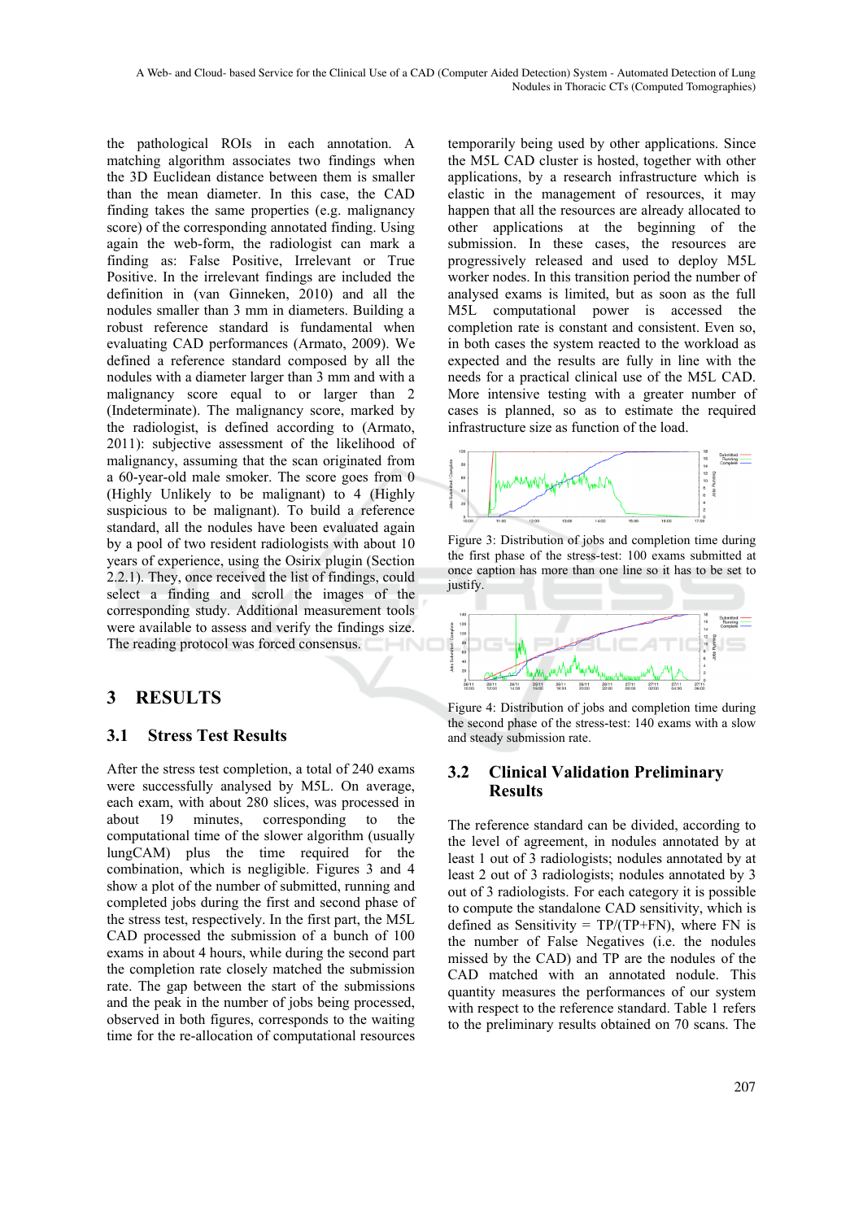the pathological ROIs in each annotation. A matching algorithm associates two findings when the 3D Euclidean distance between them is smaller than the mean diameter. In this case, the CAD finding takes the same properties (e.g. malignancy score) of the corresponding annotated finding. Using again the web-form, the radiologist can mark a finding as: False Positive, Irrelevant or True Positive. In the irrelevant findings are included the definition in (van Ginneken, 2010) and all the nodules smaller than 3 mm in diameters. Building a robust reference standard is fundamental when evaluating CAD performances (Armato, 2009). We defined a reference standard composed by all the nodules with a diameter larger than 3 mm and with a malignancy score equal to or larger than 2 (Indeterminate). The malignancy score, marked by the radiologist, is defined according to (Armato, 2011): subjective assessment of the likelihood of malignancy, assuming that the scan originated from a 60-year-old male smoker. The score goes from 0 (Highly Unlikely to be malignant) to 4 (Highly suspicious to be malignant). To build a reference standard, all the nodules have been evaluated again by a pool of two resident radiologists with about 10 years of experience, using the Osirix plugin (Section 2.2.1). They, once received the list of findings, could select a finding and scroll the images of the corresponding study. Additional measurement tools were available to assess and verify the findings size. The reading protocol was forced consensus.

# 3 RESULTS

## 3.1 Stress Test Results

After the stress test completion, a total of 240 exams were successfully analysed by M5L. On average, each exam, with about 280 slices, was processed in about 19 minutes, corresponding to the computational time of the slower algorithm (usually lungCAM) plus the time required for the combination, which is negligible. Figures 3 and 4 show a plot of the number of submitted, running and completed jobs during the first and second phase of the stress test, respectively. In the first part, the M5L CAD processed the submission of a bunch of 100 exams in about 4 hours, while during the second part the completion rate closely matched the submission rate. The gap between the start of the submissions and the peak in the number of jobs being processed, observed in both figures, corresponds to the waiting time for the re-allocation of computational resources temporarily being used by other applications. Since the M5L CAD cluster is hosted, together with other applications, by a research infrastructure which is elastic in the management of resources, it may happen that all the resources are already allocated to other applications at the beginning of the submission. In these cases, the resources are progressively released and used to deploy M5L worker nodes. In this transition period the number of analysed exams is limited, but as soon as the full M5L computational power is accessed the completion rate is constant and consistent. Even so, in both cases the system reacted to the workload as expected and the results are fully in line with the needs for a practical clinical use of the M5L CAD. More intensive testing with a greater number of cases is planned, so as to estimate the required infrastructure size as function of the load.

Figure 3: Distribution of jobs and completion time during the first phase of the stress-test: 100 exams submitted at once caption has more than one line so it has to be set to justify.

Figure 4: Distribution of jobs and completion time during the second phase of the stress-test: 140 exams with a slow and steady submission rate.

## 3.2 Clinical Validation Preliminary Results

The reference standard can be divided, according to the level of agreement, in nodules annotated by at least 1 out of 3 radiologists; nodules annotated by at least 2 out of 3 radiologists; nodules annotated by 3 out of 3 radiologists. For each category it is possible to compute the standalone CAD sensitivity, which is defined as Sensitivity = TP/(TP+FN), where FN is the number of False Negatives (i.e. the nodules missed by the CAD) and TP are the nodules of the CAD matched with an annotated nodule. This quantity measures the performances of our system with respect to the reference standard. Table 1 refers to the preliminary results obtained on 70 scans. The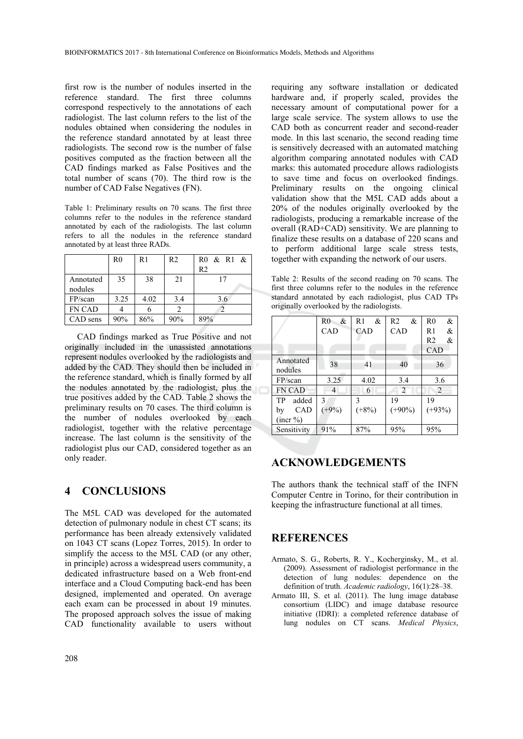first row is the number of nodules inserted in the reference standard. The first three columns correspond respectively to the annotations of each radiologist. The last column refers to the list of the nodules obtained when considering the nodules in the reference standard annotated by at least three radiologists. The second row is the number of false positives computed as the fraction between all the CAD findings marked as False Positives and the total number of scans (70). The third row is the number of CAD False Negatives (FN).

Table 1: Preliminary results on 70 scans. The first three columns refer to the nodules in the reference standard annotated by each of the radiologists. The last column refers to all the nodules in the reference standard annotated by at least three RADs.

| | R0 | R1 | R2 | R0 & R1 & R2 |
|---|---|---|---|---|
| Annotated nodules | 35 | 38 | 21 | 17 |
| FP/scan | 3.25 | 4.02 | 3.4 | 3.6 |
| FN CAD | 4 | 6 | 2 | 2 |
| CAD sens | 90% | 86% | 90% | 89% |

CAD findings marked as True Positive and not originally included in the unassisted annotations represent nodules overlooked by the radiologists and added by the CAD. They should then be included in the reference standard, which is finally formed by all the nodules annotated by the radiologist, plus the true positives added by the CAD. Table 2 shows the preliminary results on 70 cases. The third column is the number of nodules overlooked by each radiologist, together with the relative percentage increase. The last column is the sensitivity of the radiologist plus our CAD, considered together as an only reader.

## 4 CONCLUSIONS

The M5L CAD was developed for the automated detection of pulmonary nodule in chest CT scans; its performance has been already extensively validated on 1043 CT scans (Lopez Torres, 2015). In order to simplify the access to the M5L CAD (or any other, in principle) across a widespread users community, a dedicated infrastructure based on a Web front-end interface and a Cloud Computing back-end has been designed, implemented and operated. On average each exam can be processed in about 19 minutes. The proposed approach solves the issue of making CAD functionality available to users without requiring any software installation or dedicated hardware and, if properly scaled, provides the necessary amount of computational power for a large scale service. The system allows to use the CAD both as concurrent reader and second-reader mode. In this last scenario, the second reading time is sensitively decreased with an automated matching algorithm comparing annotated nodules with CAD marks: this automated procedure allows radiologists to save time and focus on overlooked findings. Preliminary results on the ongoing clinical validation show that the M5L CAD adds about a 20% of the nodules originally overlooked by the radiologists, producing a remarkable increase of the overall (RAD+CAD) sensitivity. We are planning to finalize these results on a database of 220 scans and to perform additional large scale stress tests, together with expanding the network of our users.

Table 2: Results of the second reading on 70 scans. The first three columns refer to the nodules in the reference standard annotated by each radiologist, plus CAD TPs originally overlooked by the radiologists.

| | R0 & CAD | R1 & CAD | R2 & CAD | R0 & R1 & R2 & CAD |
|---|---|---|---|---|
| Annotated nodules | 38 | 41 | 40 | 36 |
| FP/scan | 3.25 | 4.02 | 3.4 | 3.6 |
| FN CAD | 4 | 6 | 2 | 2 |
| TP added by CAD (incr %) | 3 (+9%) | 3 (+8%) | 19 (+90%) | 19 (+93%) |
| Sensitivity | 91% | 87% | 95% | 95% |

## ACKNOWLEDGEMENTS

The authors thank the technical staff of the INFN Computer Centre in Torino, for their contribution in keeping the infrastructure functional at all times.

## REFERENCES

Armato, S. G., Roberts, R. Y., Kocherginsky, M., et al. (2009). Assessment of radiologist performance in the detection of lung nodules: dependence on the definition of truth. *Academic radiology*, 16(1):28–38.

Armato III, S. et al. (2011). The lung image database consortium (LIDC) and image database resource initiative (IDRI): a completed reference database of lung nodules on CT scans. *Medical Physics*,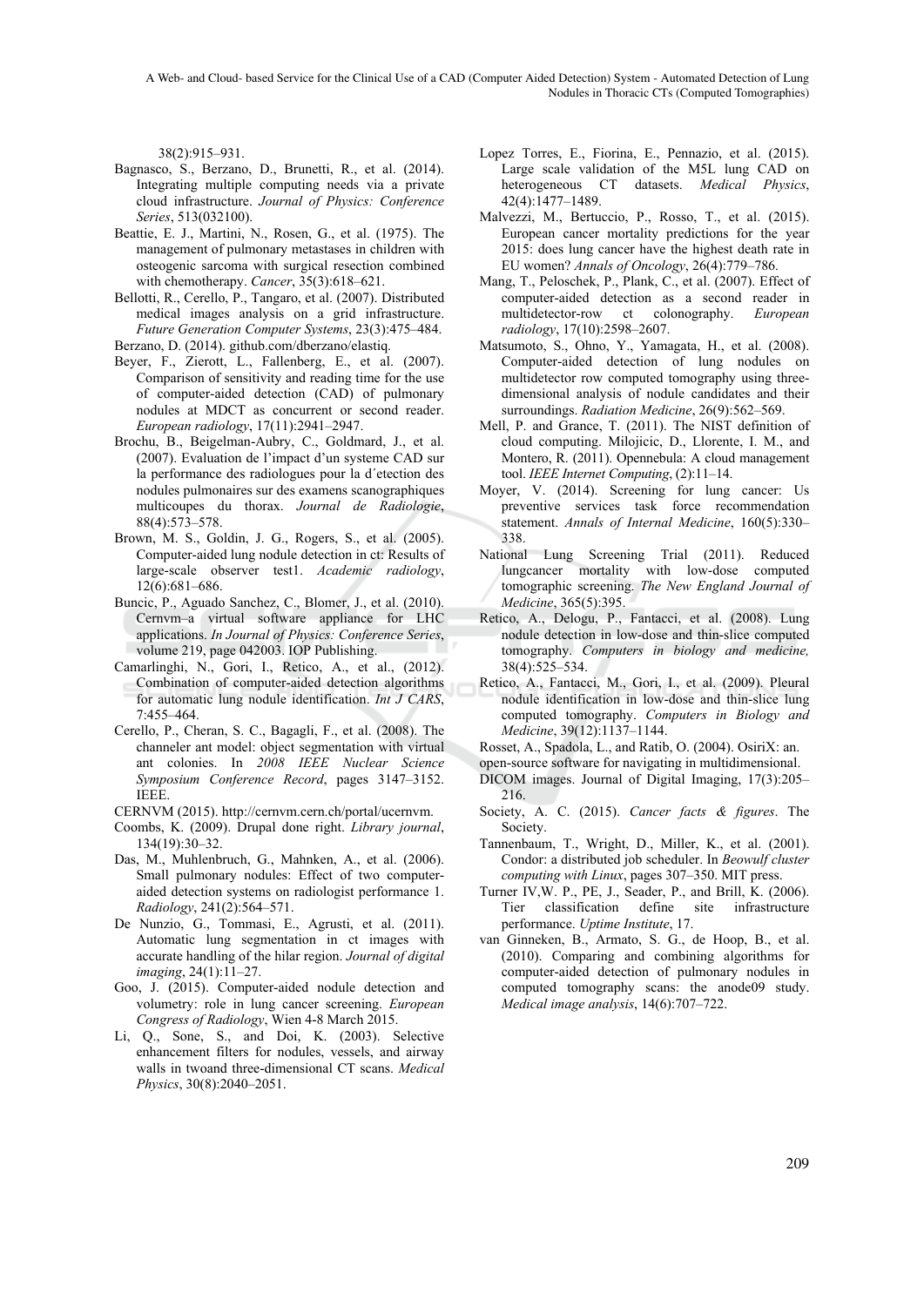38(2):915–931.

Bagnasco, S., Berzano, D., Brunetti, R., et al. (2014). Integrating multiple computing needs via a private cloud infrastructure. *Journal of Physics: Conference Series*, 513(032100).

Beattie, E. J., Martini, N., Rosen, G., et al. (1975). The management of pulmonary metastases in children with osteogenic sarcoma with surgical resection combined with chemotherapy. *Cancer*, 35(3):618–621.

Bellotti, R., Cerello, P., Tangaro, et al. (2007). Distributed medical images analysis on a grid infrastructure. *Future Generation Computer Systems*, 23(3):475–484.

Berzano, D. (2014). github.com/dberzano/elastiq.

Beyer, F., Zierott, L., Fallenberg, E., et al. (2007). Comparison of sensitivity and reading time for the use of computer-aided detection (CAD) of pulmonary nodules at MDCT as concurrent or second reader. *European radiology*, 17(11):2941–2947.

Brochu, B., Beigelman-Aubry, C., Goldmard, J., et al. (2007). Evaluation de l'impact d'un systeme CAD sur la performance des radiologues pour la d´etection des nodules pulmonaires sur des examens scanographiques multicoupes du thorax. *Journal de Radiologie*, 88(4):573–578.

Brown, M. S., Goldin, J. G., Rogers, S., et al. (2005). Computer-aided lung nodule detection in ct: Results of large-scale observer test1. *Academic radiology*, 12(6):681–686.

Buncic, P., Aguado Sanchez, C., Blomer, J., et al. (2010). Cernvm–a virtual software appliance for LHC applications. *In Journal of Physics: Conference Series*, volume 219, page 042003. IOP Publishing.

Camarlinghi, N., Gori, I., Retico, A., et al., (2012). Combination of computer-aided detection algorithms for automatic lung nodule identification. *Int J CARS*, 7:455–464.

Cerello, P., Cheran, S. C., Bagagli, F., et al. (2008). The channeler ant model: object segmentation with virtual ant colonies. In *2008 IEEE Nuclear Science Symposium Conference Record*, pages 3147–3152. IEEE.

CERNVM (2015). http://cernvm.cern.ch/portal/ucernvm.

Coombs, K. (2009). Drupal done right. *Library journal*, 134(19):30–32.

Das, M., Muhlenbruch, G., Mahnken, A., et al. (2006). Small pulmonary nodules: Effect of two computer-aided detection systems on radiologist performance 1. *Radiology*, 241(2):564–571.

De Nunzio, G., Tommasi, E., Agrusti, et al. (2011). Automatic lung segmentation in ct images with accurate handling of the hilar region. *Journal of digital imaging*, 24(1):11–27.

Goo, J. (2015). Computer-aided nodule detection and volumetry: role in lung cancer screening. *European Congress of Radiology*, Wien 4-8 March 2015.

Li, Q., Sone, S., and Doi, K. (2003). Selective enhancement filters for nodules, vessels, and airway walls in twoand three-dimensional CT scans. *Medical Physics*, 30(8):2040–2051.

Lopez Torres, E., Fiorina, E., Pennazio, et al. (2015). Large scale validation of the M5L lung CAD on heterogeneous CT datasets. *Medical Physics*, 42(4):1477–1489.

Malvezzi, M., Bertuccio, P., Rosso, T., et al. (2015). European cancer mortality predictions for the year 2015: does lung cancer have the highest death rate in EU women? *Annals of Oncology*, 26(4):779–786.

Mang, T., Peloschek, P., Plank, C., et al. (2007). Effect of computer-aided detection as a second reader in multidetector-row ct colonography. *European radiology*, 17(10):2598–2607.

Matsumoto, S., Ohno, Y., Yamagata, H., et al. (2008). Computer-aided detection of lung nodules on multidetector row computed tomography using three-dimensional analysis of nodule candidates and their surroundings. *Radiation Medicine*, 26(9):562–569.

Mell, P. and Grance, T. (2011). The NIST definition of cloud computing. Milojicic, D., Llorente, I. M., and Montero, R. (2011). Opennebula: A cloud management tool. *IEEE Internet Computing*, (2):11–14.

Moyer, V. (2014). Screening for lung cancer: Us preventive services task force recommendation statement. *Annals of Internal Medicine*, 160(5):330–338.

National Lung Screening Trial (2011). Reduced lungcancer mortality with low-dose computed tomographic screening. *The New England Journal of Medicine*, 365(5):395.

Retico, A., Delogu, P., Fantacci, et al. (2008). Lung nodule detection in low-dose and thin-slice computed tomography. *Computers in biology and medicine,* 38(4):525–534.

Retico, A., Fantacci, M., Gori, I., et al. (2009). Pleural nodule identification in low-dose and thin-slice lung computed tomography. *Computers in Biology and Medicine*, 39(12):1137–1144.

Rosset, A., Spadola, L., and Ratib, O. (2004). OsiriX: an. open-source software for navigating in multidimensional. DICOM images. Journal of Digital Imaging, 17(3):205–216.

Society, A. C. (2015). *Cancer facts & figures*. The Society.

Tannenbaum, T., Wright, D., Miller, K., et al. (2001). Condor: a distributed job scheduler. In *Beowulf cluster computing with Linux*, pages 307–350. MIT press.

Turner IV,W. P., PE, J., Seader, P., and Brill, K. (2006). Tier classification define site infrastructure performance. *Uptime Institute*, 17.

van Ginneken, B., Armato, S. G., de Hoop, B., et al. (2010). Comparing and combining algorithms for computer-aided detection of pulmonary nodules in computed tomography scans: the anode09 study. *Medical image analysis*, 14(6):707–722.